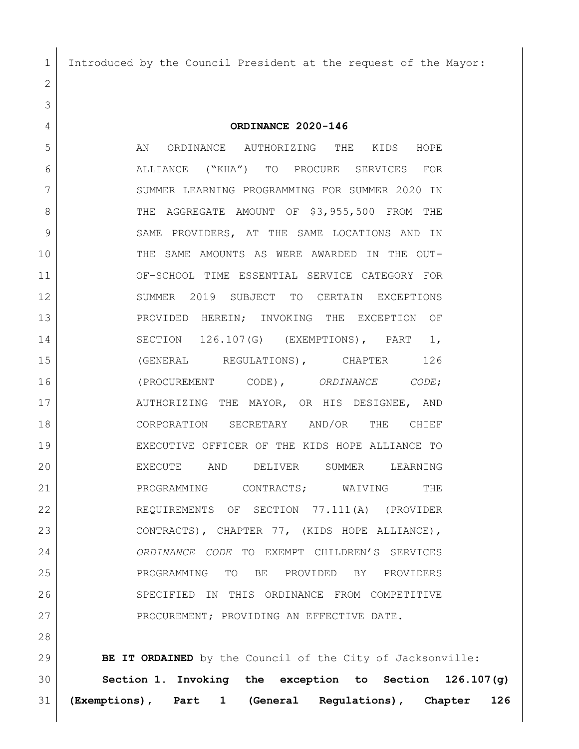Introduced by the Council President at the request of the Mayor:

**ORDINANCE 2020-146**

AN ORDINANCE AUTHORIZING THE KIDS HOPE ALLIANCE ("KHA") TO PROCURE SERVICES FOR SUMMER LEARNING PROGRAMMING FOR SUMMER 2020 IN THE AGGREGATE AMOUNT OF $3,955,500 FROM THE SAME PROVIDERS, AT THE SAME LOCATIONS AND IN THE SAME AMOUNTS AS WERE AWARDED IN THE OUT-OF-SCHOOL TIME ESSENTIAL SERVICE CATEGORY FOR SUMMER 2019 SUBJECT TO CERTAIN EXCEPTIONS PROVIDED HEREIN; INVOKING THE EXCEPTION OF SECTION 126.107(G) (EXEMPTIONS), PART 1, (GENERAL REGULATIONS), CHAPTER 126 (PROCUREMENT CODE), *ORDINANCE CODE*; AUTHORIZING THE MAYOR, OR HIS DESIGNEE, AND CORPORATION SECRETARY AND/OR THE CHIEF EXECUTIVE OFFICER OF THE KIDS HOPE ALLIANCE TO EXECUTE AND DELIVER SUMMER LEARNING PROGRAMMING CONTRACTS; WAIVING THE REQUIREMENTS OF SECTION 77.111(A) (PROVIDER CONTRACTS), CHAPTER 77, (KIDS HOPE ALLIANCE), *ORDINANCE CODE* TO EXEMPT CHILDREN'S SERVICES PROGRAMMING TO BE PROVIDED BY PROVIDERS SPECIFIED IN THIS ORDINANCE FROM COMPETITIVE PROCUREMENT; PROVIDING AN EFFECTIVE DATE.

**BE IT ORDAINED** by the Council of the City of Jacksonville:

**Section 1. Invoking the exception to Section 126.107(g) (Exemptions), Part 1 (General Regulations), Chapter 126**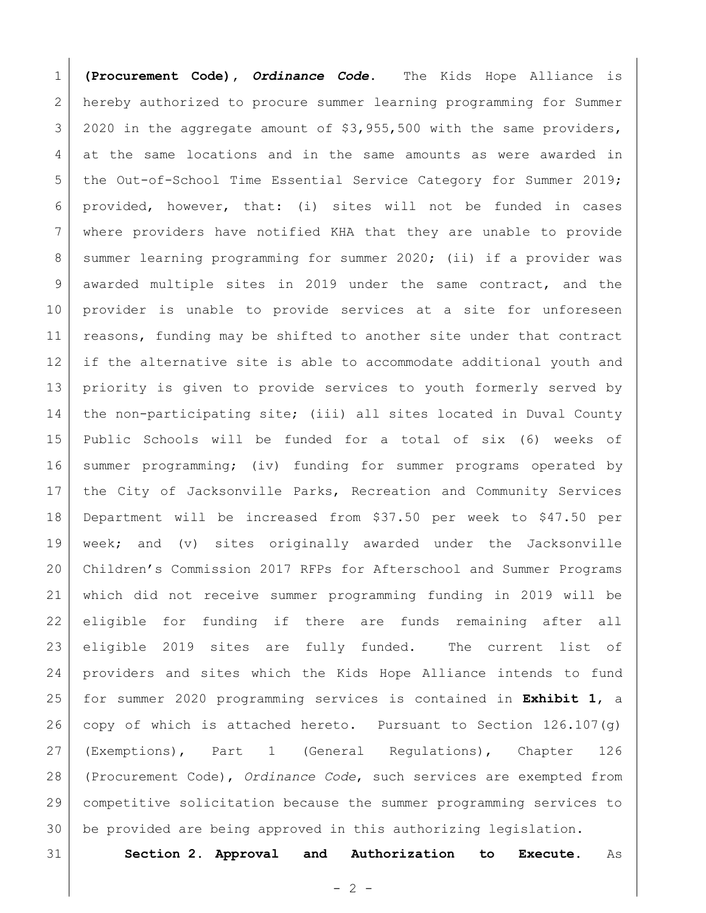**(Procurement Code), *Ordinance Code*.** The Kids Hope Alliance is hereby authorized to procure summer learning programming for Summer 2020 in the aggregate amount of $3,955,500 with the same providers, at the same locations and in the same amounts as were awarded in the Out-of-School Time Essential Service Category for Summer 2019; provided, however, that: (i) sites will not be funded in cases where providers have notified KHA that they are unable to provide summer learning programming for summer 2020; (ii) if a provider was awarded multiple sites in 2019 under the same contract, and the provider is unable to provide services at a site for unforeseen reasons, funding may be shifted to another site under that contract if the alternative site is able to accommodate additional youth and priority is given to provide services to youth formerly served by the non-participating site; (iii) all sites located in Duval County Public Schools will be funded for a total of six (6) weeks of summer programming; (iv) funding for summer programs operated by the City of Jacksonville Parks, Recreation and Community Services Department will be increased from $37.50 per week to $47.50 per week; and (v) sites originally awarded under the Jacksonville Children's Commission 2017 RFPs for Afterschool and Summer Programs which did not receive summer programming funding in 2019 will be eligible for funding if there are funds remaining after all eligible 2019 sites are fully funded. The current list of providers and sites which the Kids Hope Alliance intends to fund for summer 2020 programming services is contained in **Exhibit 1**, a copy of which is attached hereto. Pursuant to Section 126.107(g) (Exemptions), Part 1 (General Regulations), Chapter 126 (Procurement Code), *Ordinance Code*, such services are exempted from competitive solicitation because the summer programming services to be provided are being approved in this authorizing legislation.

**Section 2. Approval and Authorization to Execute.** As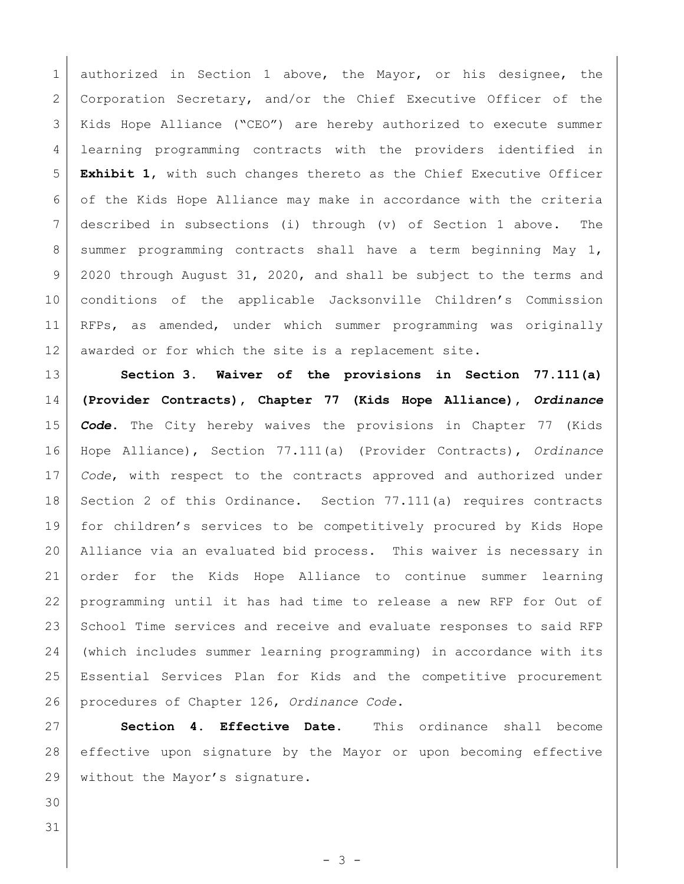authorized in Section 1 above, the Mayor, or his designee, the Corporation Secretary, and/or the Chief Executive Officer of the Kids Hope Alliance ("CEO") are hereby authorized to execute summer learning programming contracts with the providers identified in **Exhibit 1**, with such changes thereto as the Chief Executive Officer of the Kids Hope Alliance may make in accordance with the criteria described in subsections (i) through (v) of Section 1 above. The summer programming contracts shall have a term beginning May 1, 2020 through August 31, 2020, and shall be subject to the terms and conditions of the applicable Jacksonville Children's Commission RFPs, as amended, under which summer programming was originally awarded or for which the site is a replacement site.

**Section 3. Waiver of the provisions in Section 77.111(a) (Provider Contracts), Chapter 77 (Kids Hope Alliance), *Ordinance Code*.** The City hereby waives the provisions in Chapter 77 (Kids Hope Alliance), Section 77.111(a) (Provider Contracts), *Ordinance Code*, with respect to the contracts approved and authorized under Section 2 of this Ordinance. Section 77.111(a) requires contracts for children's services to be competitively procured by Kids Hope Alliance via an evaluated bid process. This waiver is necessary in order for the Kids Hope Alliance to continue summer learning programming until it has had time to release a new RFP for Out of School Time services and receive and evaluate responses to said RFP (which includes summer learning programming) in accordance with its Essential Services Plan for Kids and the competitive procurement procedures of Chapter 126, *Ordinance Code*.

**Section 4. Effective Date.** This ordinance shall become effective upon signature by the Mayor or upon becoming effective without the Mayor's signature.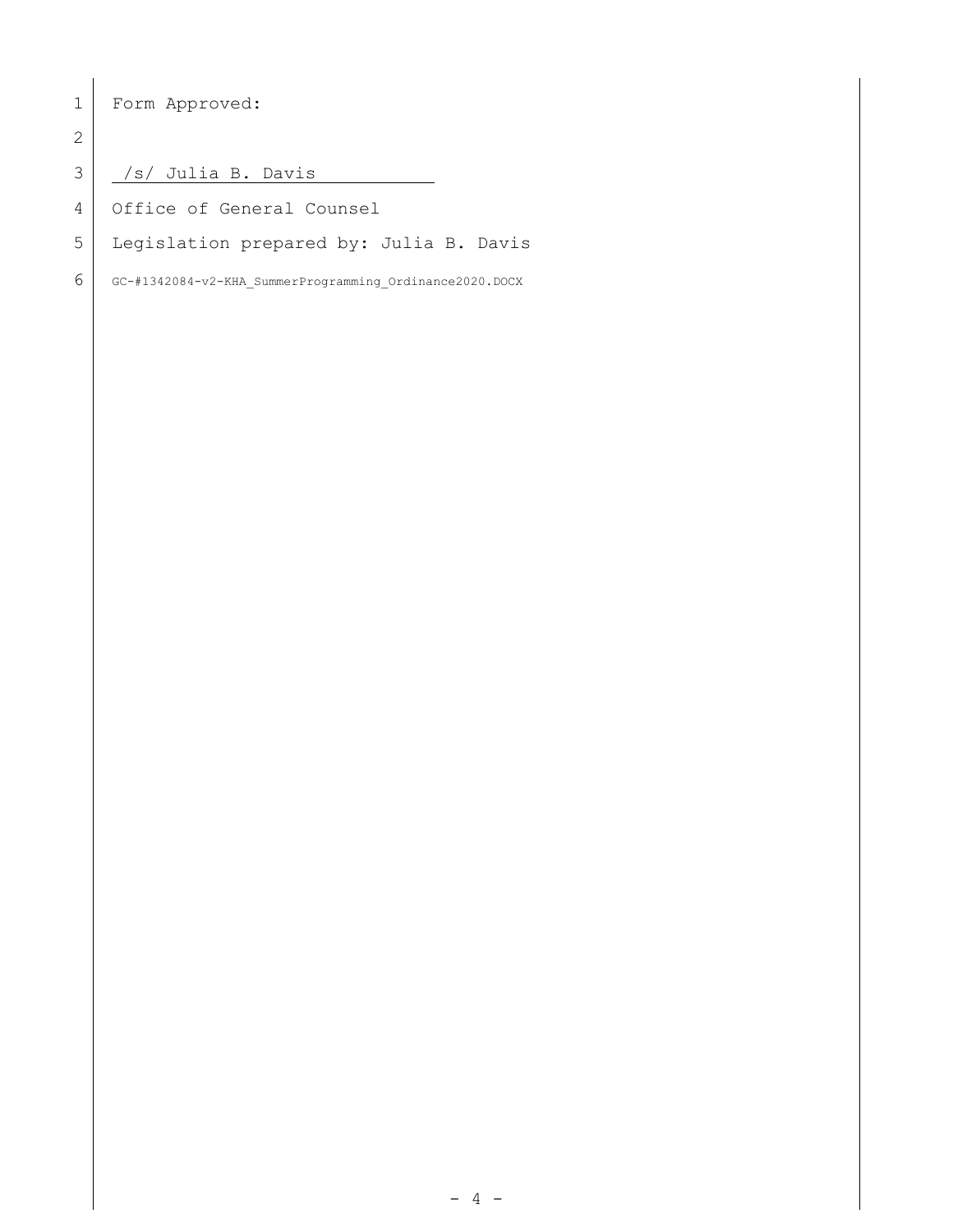Form Approved:

/s/ Julia B. Davis

Office of General Counsel

Legislation prepared by: Julia B. Davis

GC-#1342084-v2-KHA_SummerProgramming_Ordinance2020.DOCX